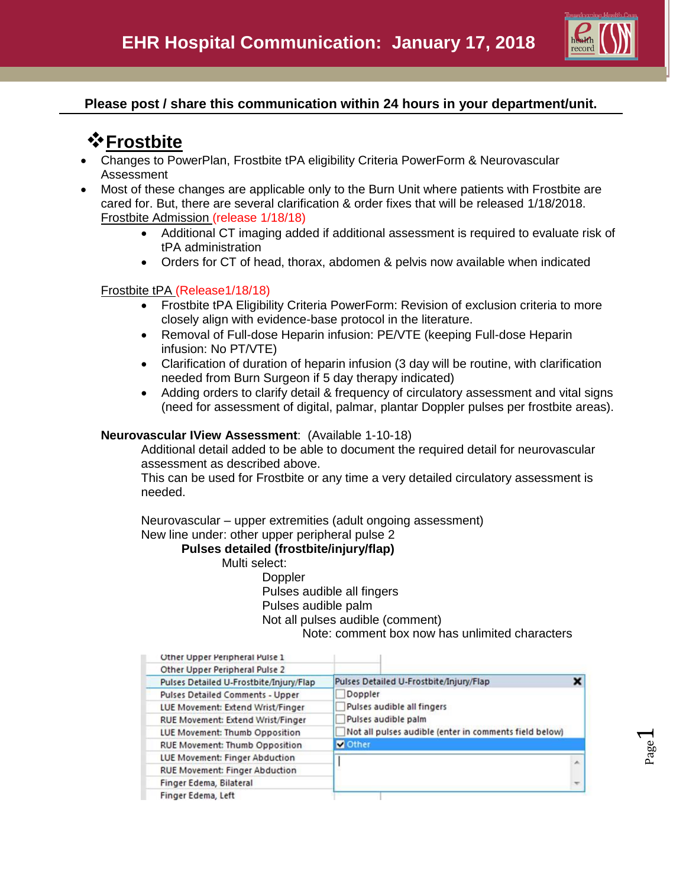# EHR Hospital Communication: January 17, 2018

**Please post / share this communication within 24 hours in your department/unit.**

## ❖Frostbite

- Changes to PowerPlan, Frostbite tPA eligibility Criteria PowerForm & Neurovascular Assessment
- Most of these changes are applicable only to the Burn Unit where patients with Frostbite are cared for. But, there are several clarification & order fixes that will be released 1/18/2018.

  Frostbite Admission (release 1/18/18)

  - Additional CT imaging added if additional assessment is required to evaluate risk of tPA administration
  - Orders for CT of head, thorax, abdomen & pelvis now available when indicated

  Frostbite tPA (Release1/18/18)

  - Frostbite tPA Eligibility Criteria PowerForm: Revision of exclusion criteria to more closely align with evidence-base protocol in the literature.
  - Removal of Full-dose Heparin infusion: PE/VTE (keeping Full-dose Heparin infusion: No PT/VTE)
  - Clarification of duration of heparin infusion (3 day will be routine, with clarification needed from Burn Surgeon if 5 day therapy indicated)
  - Adding orders to clarify detail & frequency of circulatory assessment and vital signs (need for assessment of digital, palmar, plantar Doppler pulses per frostbite areas).

  **Neurovascular IView Assessment**: (Available 1-10-18)

  Additional detail added to be able to document the required detail for neurovascular assessment as described above.

  This can be used for Frostbite or any time a very detailed circulatory assessment is needed.

  Neurovascular – upper extremities (adult ongoing assessment)

  New line under: other upper peripheral pulse 2

  **Pulses detailed (frostbite/injury/flap)**

  Multi select:

  - Doppler
  - Pulses audible all fingers
  - Pulses audible palm
  - Not all pulses audible (comment)
    - Note: comment box now has unlimited characters

| | Pulses Detailed U-Frostbite/Injury/Flap |
|---|---|
| Other Upper Peripheral Pulse 1 | |
| Other Upper Peripheral Pulse 2 | |
| Pulses Detailed U-Frostbite/Injury/Flap | ☐ Doppler |
| Pulses Detailed Comments - Upper | ☐ Pulses audible all fingers |
| LUE Movement: Extend Wrist/Finger | ☐ Pulses audible palm |
| RUE Movement: Extend Wrist/Finger | ☐ Not all pulses audible (enter in comments field below) |
| LUE Movement: Thumb Opposition | ☑ Other |
| RUE Movement: Thumb Opposition | |
| LUE Movement: Finger Abduction | |
| RUE Movement: Finger Abduction | |
| Finger Edema, Bilateral | |
| Finger Edema, Left | |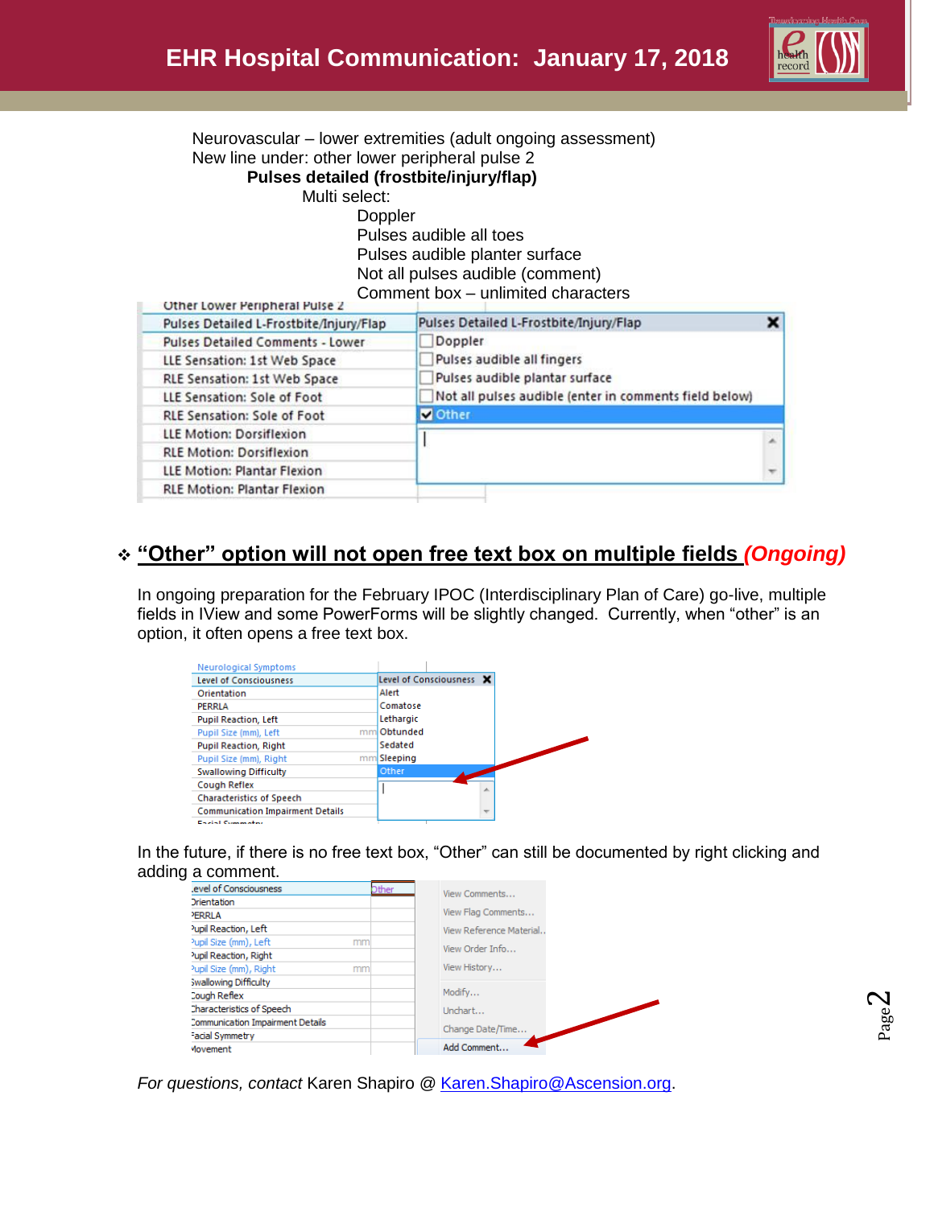Neurovascular – lower extremities (adult ongoing assessment)
New line under: other lower peripheral pulse 2

**Pulses detailed (frostbite/injury/flap)**

Multi select:

- Doppler
- Pulses audible all toes
- Pulses audible planter surface
- Not all pulses audible (comment)
- Comment box – unlimited characters

## ❖ "Other" option will not open free text box on multiple fields *(Ongoing)*

In ongoing preparation for the February IPOC (Interdisciplinary Plan of Care) go-live, multiple fields in IView and some PowerForms will be slightly changed. Currently, when "other" is an option, it often opens a free text box.

In the future, if there is no free text box, "Other" can still be documented by right clicking and adding a comment.

*For questions, contact* Karen Shapiro @ [Karen.Shapiro@Ascension.org](mailto:Karen.Shapiro@Ascension.org).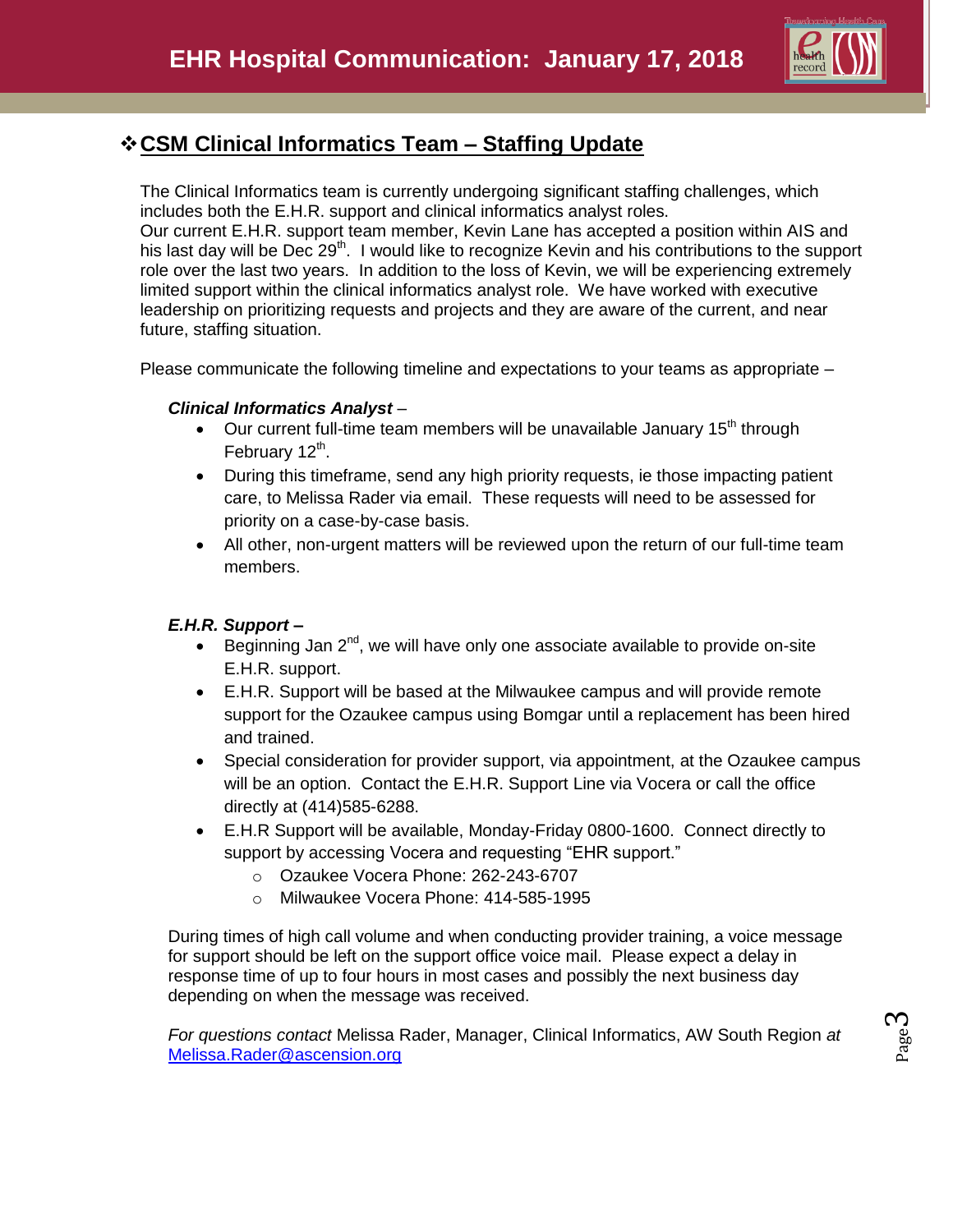# EHR Hospital Communication: January 17, 2018

## ❖ CSM Clinical Informatics Team – Staffing Update

The Clinical Informatics team is currently undergoing significant staffing challenges, which includes both the E.H.R. support and clinical informatics analyst roles.
Our current E.H.R. support team member, Kevin Lane has accepted a position within AIS and his last day will be Dec 29th. I would like to recognize Kevin and his contributions to the support role over the last two years. In addition to the loss of Kevin, we will be experiencing extremely limited support within the clinical informatics analyst role. We have worked with executive leadership on prioritizing requests and projects and they are aware of the current, and near future, staffing situation.

Please communicate the following timeline and expectations to your teams as appropriate –

***Clinical Informatics Analyst*** –

- Our current full-time team members will be unavailable January 15th through February 12th.
- During this timeframe, send any high priority requests, ie those impacting patient care, to Melissa Rader via email. These requests will need to be assessed for priority on a case-by-case basis.
- All other, non-urgent matters will be reviewed upon the return of our full-time team members.

***E.H.R. Support –***

- Beginning Jan 2nd, we will have only one associate available to provide on-site E.H.R. support.
- E.H.R. Support will be based at the Milwaukee campus and will provide remote support for the Ozaukee campus using Bomgar until a replacement has been hired and trained.
- Special consideration for provider support, via appointment, at the Ozaukee campus will be an option. Contact the E.H.R. Support Line via Vocera or call the office directly at (414)585-6288.
- E.H.R Support will be available, Monday-Friday 0800-1600. Connect directly to support by accessing Vocera and requesting "EHR support."
  - Ozaukee Vocera Phone: 262-243-6707
  - Milwaukee Vocera Phone: 414-585-1995

During times of high call volume and when conducting provider training, a voice message for support should be left on the support office voice mail. Please expect a delay in response time of up to four hours in most cases and possibly the next business day depending on when the message was received.

*For questions contact* Melissa Rader, Manager, Clinical Informatics, AW South Region *at* Melissa.Rader@ascension.org